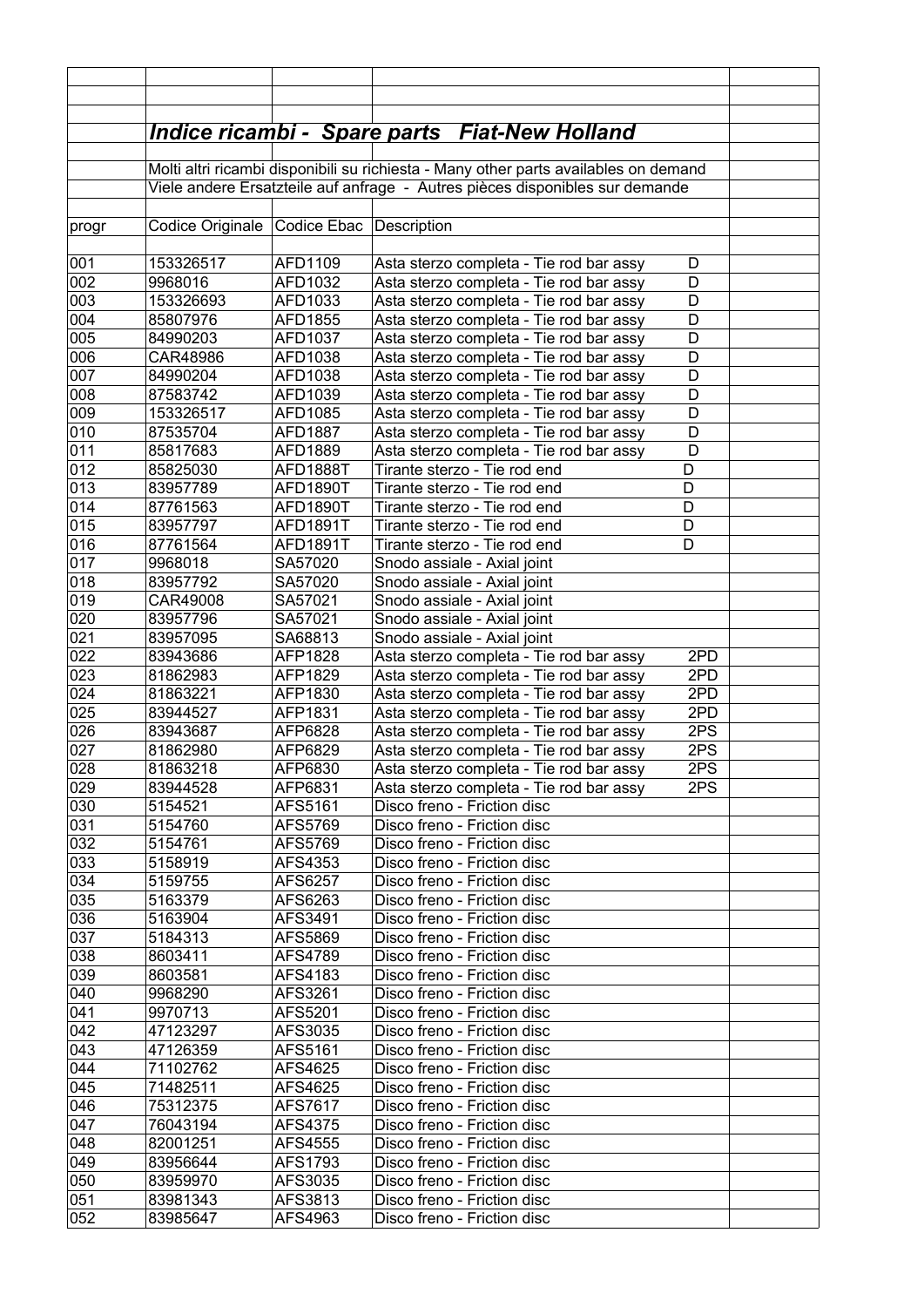## *Indice ricambi - Spare parts Fiat-New Holland*

Molti altri ricambi disponibili su richiesta - Many other parts availables on demand
Viele andere Ersatzteile auf anfrage - Autres pièces disponibles sur demande

| progr | Codice Originale | Codice Ebac | Description | |
|---|---|---|---|---|
| 001 | 153326517 | AFD1109 | Asta sterzo completa - Tie rod bar assy | D |
| 002 | 9968016 | AFD1032 | Asta sterzo completa - Tie rod bar assy | D |
| 003 | 153326693 | AFD1033 | Asta sterzo completa - Tie rod bar assy | D |
| 004 | 85807976 | AFD1855 | Asta sterzo completa - Tie rod bar assy | D |
| 005 | 84990203 | AFD1037 | Asta sterzo completa - Tie rod bar assy | D |
| 006 | CAR48986 | AFD1038 | Asta sterzo completa - Tie rod bar assy | D |
| 007 | 84990204 | AFD1038 | Asta sterzo completa - Tie rod bar assy | D |
| 008 | 87583742 | AFD1039 | Asta sterzo completa - Tie rod bar assy | D |
| 009 | 153326517 | AFD1085 | Asta sterzo completa - Tie rod bar assy | D |
| 010 | 87535704 | AFD1887 | Asta sterzo completa - Tie rod bar assy | D |
| 011 | 85817683 | AFD1889 | Asta sterzo completa - Tie rod bar assy | D |
| 012 | 85825030 | AFD1888T | Tirante sterzo - Tie rod end | D |
| 013 | 83957789 | AFD1890T | Tirante sterzo - Tie rod end | D |
| 014 | 87761563 | AFD1890T | Tirante sterzo - Tie rod end | D |
| 015 | 83957797 | AFD1891T | Tirante sterzo - Tie rod end | D |
| 016 | 87761564 | AFD1891T | Tirante sterzo - Tie rod end | D |
| 017 | 9968018 | SA57020 | Snodo assiale - Axial joint | |
| 018 | 83957792 | SA57020 | Snodo assiale - Axial joint | |
| 019 | CAR49008 | SA57021 | Snodo assiale - Axial joint | |
| 020 | 83957796 | SA57021 | Snodo assiale - Axial joint | |
| 021 | 83957095 | SA68813 | Snodo assiale - Axial joint | |
| 022 | 83943686 | AFP1828 | Asta sterzo completa - Tie rod bar assy | 2PD |
| 023 | 81862983 | AFP1829 | Asta sterzo completa - Tie rod bar assy | 2PD |
| 024 | 81863221 | AFP1830 | Asta sterzo completa - Tie rod bar assy | 2PD |
| 025 | 83944527 | AFP1831 | Asta sterzo completa - Tie rod bar assy | 2PD |
| 026 | 83943687 | AFP6828 | Asta sterzo completa - Tie rod bar assy | 2PS |
| 027 | 81862980 | AFP6829 | Asta sterzo completa - Tie rod bar assy | 2PS |
| 028 | 81863218 | AFP6830 | Asta sterzo completa - Tie rod bar assy | 2PS |
| 029 | 83944528 | AFP6831 | Asta sterzo completa - Tie rod bar assy | 2PS |
| 030 | 5154521 | AFS5161 | Disco freno - Friction disc | |
| 031 | 5154760 | AFS5769 | Disco freno - Friction disc | |
| 032 | 5154761 | AFS5769 | Disco freno - Friction disc | |
| 033 | 5158919 | AFS4353 | Disco freno - Friction disc | |
| 034 | 5159755 | AFS6257 | Disco freno - Friction disc | |
| 035 | 5163379 | AFS6263 | Disco freno - Friction disc | |
| 036 | 5163904 | AFS3491 | Disco freno - Friction disc | |
| 037 | 5184313 | AFS5869 | Disco freno - Friction disc | |
| 038 | 8603411 | AFS4789 | Disco freno - Friction disc | |
| 039 | 8603581 | AFS4183 | Disco freno - Friction disc | |
| 040 | 9968290 | AFS3261 | Disco freno - Friction disc | |
| 041 | 9970713 | AFS5201 | Disco freno - Friction disc | |
| 042 | 47123297 | AFS3035 | Disco freno - Friction disc | |
| 043 | 47126359 | AFS5161 | Disco freno - Friction disc | |
| 044 | 71102762 | AFS4625 | Disco freno - Friction disc | |
| 045 | 71482511 | AFS4625 | Disco freno - Friction disc | |
| 046 | 75312375 | AFS7617 | Disco freno - Friction disc | |
| 047 | 76043194 | AFS4375 | Disco freno - Friction disc | |
| 048 | 82001251 | AFS4555 | Disco freno - Friction disc | |
| 049 | 83956644 | AFS1793 | Disco freno - Friction disc | |
| 050 | 83959970 | AFS3035 | Disco freno - Friction disc | |
| 051 | 83981343 | AFS3813 | Disco freno - Friction disc | |
| 052 | 83985647 | AFS4963 | Disco freno - Friction disc | |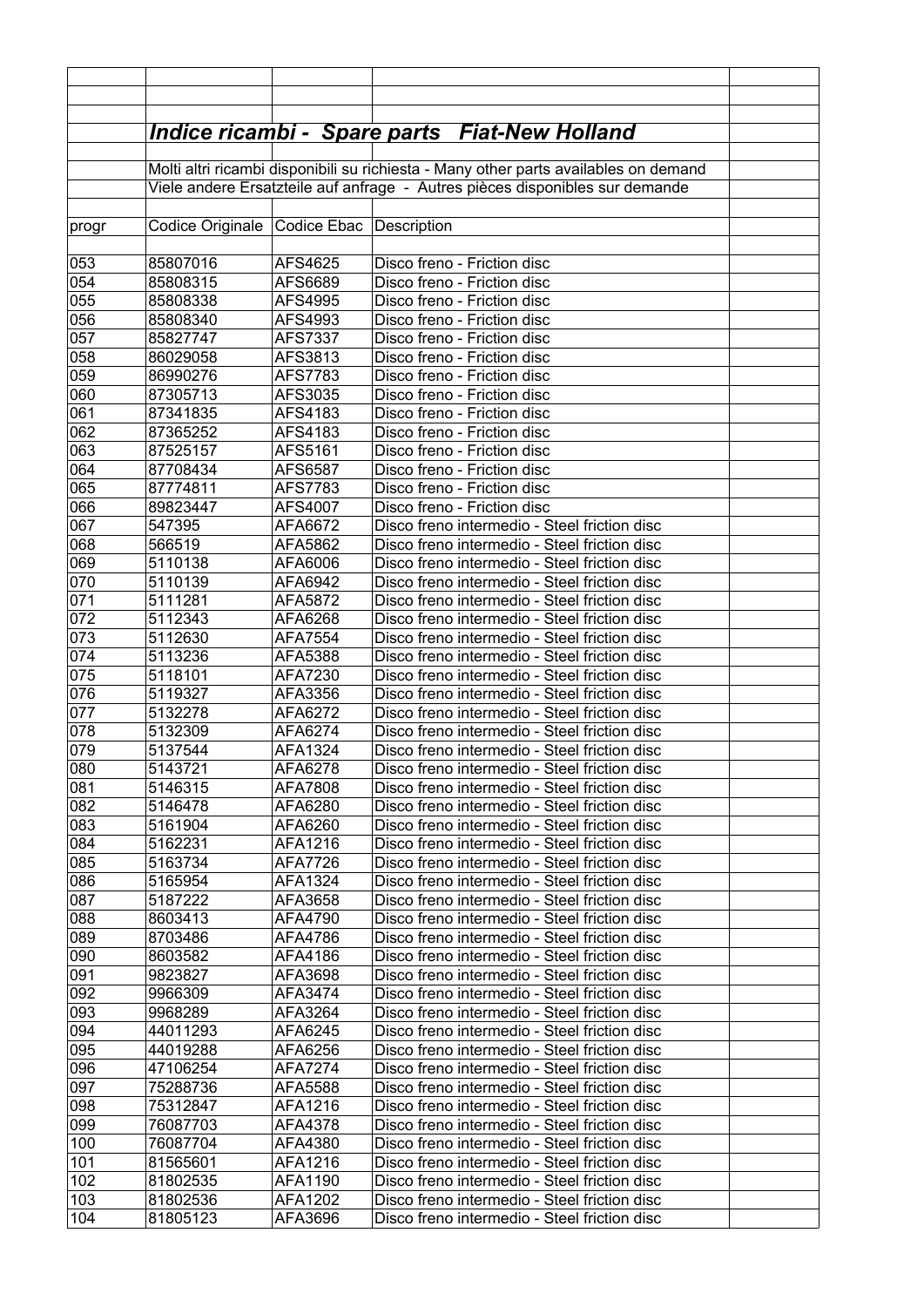## *Indice ricambi - Spare parts Fiat-New Holland*

Molti altri ricambi disponibili su richiesta - Many other parts availables on demand

Viele andere Ersatzteile auf anfrage - Autres pièces disponibles sur demande

| progr | Codice Originale | Codice Ebac | Description |
|---|---|---|---|
| 053 | 85807016 | AFS4625 | Disco freno - Friction disc |
| 054 | 85808315 | AFS6689 | Disco freno - Friction disc |
| 055 | 85808338 | AFS4995 | Disco freno - Friction disc |
| 056 | 85808340 | AFS4993 | Disco freno - Friction disc |
| 057 | 85827747 | AFS7337 | Disco freno - Friction disc |
| 058 | 86029058 | AFS3813 | Disco freno - Friction disc |
| 059 | 86990276 | AFS7783 | Disco freno - Friction disc |
| 060 | 87305713 | AFS3035 | Disco freno - Friction disc |
| 061 | 87341835 | AFS4183 | Disco freno - Friction disc |
| 062 | 87365252 | AFS4183 | Disco freno - Friction disc |
| 063 | 87525157 | AFS5161 | Disco freno - Friction disc |
| 064 | 87708434 | AFS6587 | Disco freno - Friction disc |
| 065 | 87774811 | AFS7783 | Disco freno - Friction disc |
| 066 | 89823447 | AFS4007 | Disco freno - Friction disc |
| 067 | 547395 | AFA6672 | Disco freno intermedio - Steel friction disc |
| 068 | 566519 | AFA5862 | Disco freno intermedio - Steel friction disc |
| 069 | 5110138 | AFA6006 | Disco freno intermedio - Steel friction disc |
| 070 | 5110139 | AFA6942 | Disco freno intermedio - Steel friction disc |
| 071 | 5111281 | AFA5872 | Disco freno intermedio - Steel friction disc |
| 072 | 5112343 | AFA6268 | Disco freno intermedio - Steel friction disc |
| 073 | 5112630 | AFA7554 | Disco freno intermedio - Steel friction disc |
| 074 | 5113236 | AFA5388 | Disco freno intermedio - Steel friction disc |
| 075 | 5118101 | AFA7230 | Disco freno intermedio - Steel friction disc |
| 076 | 5119327 | AFA3356 | Disco freno intermedio - Steel friction disc |
| 077 | 5132278 | AFA6272 | Disco freno intermedio - Steel friction disc |
| 078 | 5132309 | AFA6274 | Disco freno intermedio - Steel friction disc |
| 079 | 5137544 | AFA1324 | Disco freno intermedio - Steel friction disc |
| 080 | 5143721 | AFA6278 | Disco freno intermedio - Steel friction disc |
| 081 | 5146315 | AFA7808 | Disco freno intermedio - Steel friction disc |
| 082 | 5146478 | AFA6280 | Disco freno intermedio - Steel friction disc |
| 083 | 5161904 | AFA6260 | Disco freno intermedio - Steel friction disc |
| 084 | 5162231 | AFA1216 | Disco freno intermedio - Steel friction disc |
| 085 | 5163734 | AFA7726 | Disco freno intermedio - Steel friction disc |
| 086 | 5165954 | AFA1324 | Disco freno intermedio - Steel friction disc |
| 087 | 5187222 | AFA3658 | Disco freno intermedio - Steel friction disc |
| 088 | 8603413 | AFA4790 | Disco freno intermedio - Steel friction disc |
| 089 | 8703486 | AFA4786 | Disco freno intermedio - Steel friction disc |
| 090 | 8603582 | AFA4186 | Disco freno intermedio - Steel friction disc |
| 091 | 9823827 | AFA3698 | Disco freno intermedio - Steel friction disc |
| 092 | 9966309 | AFA3474 | Disco freno intermedio - Steel friction disc |
| 093 | 9968289 | AFA3264 | Disco freno intermedio - Steel friction disc |
| 094 | 44011293 | AFA6245 | Disco freno intermedio - Steel friction disc |
| 095 | 44019288 | AFA6256 | Disco freno intermedio - Steel friction disc |
| 096 | 47106254 | AFA7274 | Disco freno intermedio - Steel friction disc |
| 097 | 75288736 | AFA5588 | Disco freno intermedio - Steel friction disc |
| 098 | 75312847 | AFA1216 | Disco freno intermedio - Steel friction disc |
| 099 | 76087703 | AFA4378 | Disco freno intermedio - Steel friction disc |
| 100 | 76087704 | AFA4380 | Disco freno intermedio - Steel friction disc |
| 101 | 81565601 | AFA1216 | Disco freno intermedio - Steel friction disc |
| 102 | 81802535 | AFA1190 | Disco freno intermedio - Steel friction disc |
| 103 | 81802536 | AFA1202 | Disco freno intermedio - Steel friction disc |
| 104 | 81805123 | AFA3696 | Disco freno intermedio - Steel friction disc |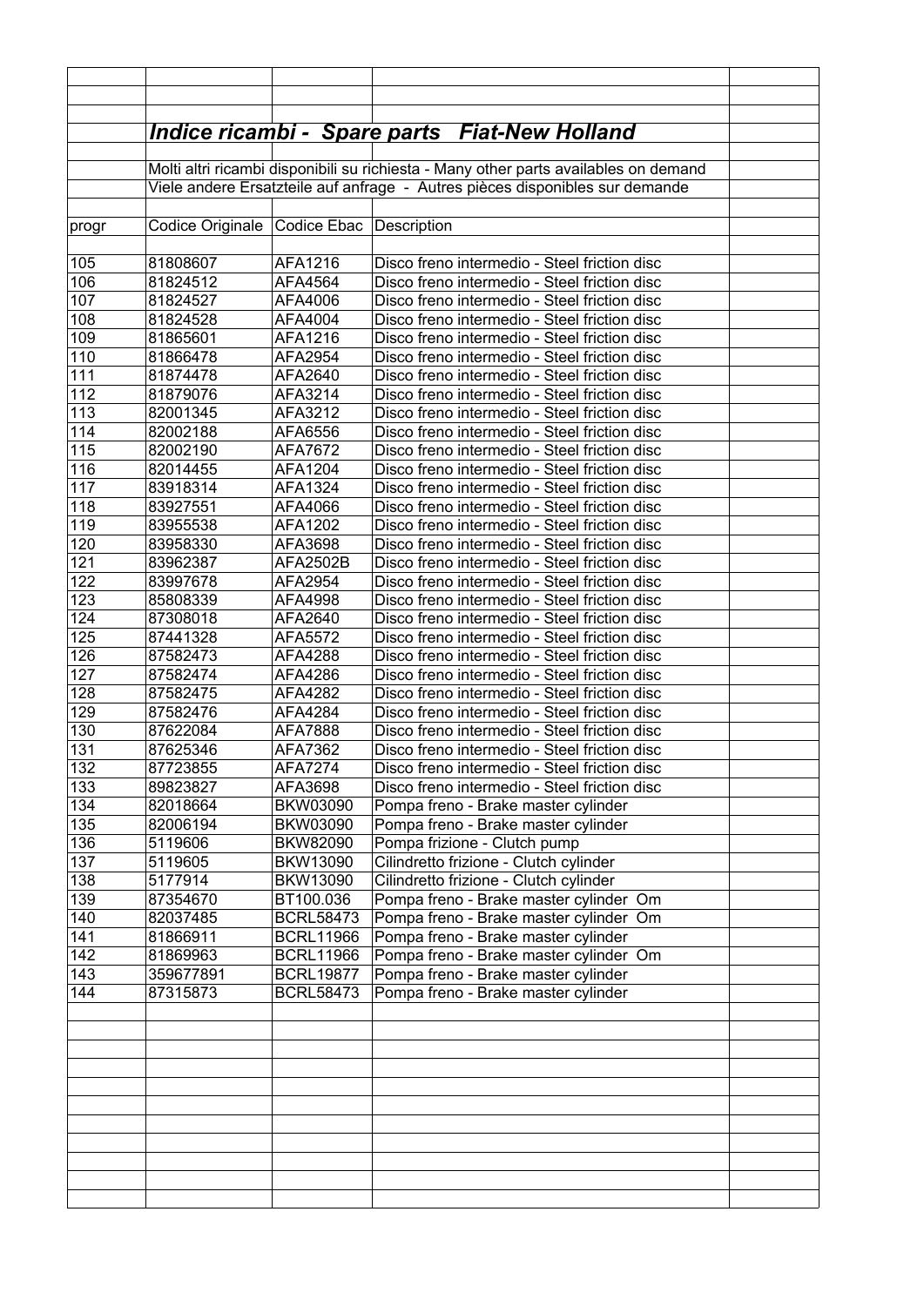## *Indice ricambi - Spare parts Fiat-New Holland*

Molti altri ricambi disponibili su richiesta - Many other parts availables on demand

Viele andere Ersatzteile auf anfrage - Autres pièces disponibles sur demande

| progr | Codice Originale | Codice Ebac | Description |
|---|---|---|---|
| 105 | 81808607 | AFA1216 | Disco freno intermedio - Steel friction disc |
| 106 | 81824512 | AFA4564 | Disco freno intermedio - Steel friction disc |
| 107 | 81824527 | AFA4006 | Disco freno intermedio - Steel friction disc |
| 108 | 81824528 | AFA4004 | Disco freno intermedio - Steel friction disc |
| 109 | 81865601 | AFA1216 | Disco freno intermedio - Steel friction disc |
| 110 | 81866478 | AFA2954 | Disco freno intermedio - Steel friction disc |
| 111 | 81874478 | AFA2640 | Disco freno intermedio - Steel friction disc |
| 112 | 81879076 | AFA3214 | Disco freno intermedio - Steel friction disc |
| 113 | 82001345 | AFA3212 | Disco freno intermedio - Steel friction disc |
| 114 | 82002188 | AFA6556 | Disco freno intermedio - Steel friction disc |
| 115 | 82002190 | AFA7672 | Disco freno intermedio - Steel friction disc |
| 116 | 82014455 | AFA1204 | Disco freno intermedio - Steel friction disc |
| 117 | 83918314 | AFA1324 | Disco freno intermedio - Steel friction disc |
| 118 | 83927551 | AFA4066 | Disco freno intermedio - Steel friction disc |
| 119 | 83955538 | AFA1202 | Disco freno intermedio - Steel friction disc |
| 120 | 83958330 | AFA3698 | Disco freno intermedio - Steel friction disc |
| 121 | 83962387 | AFA2502B | Disco freno intermedio - Steel friction disc |
| 122 | 83997678 | AFA2954 | Disco freno intermedio - Steel friction disc |
| 123 | 85808339 | AFA4998 | Disco freno intermedio - Steel friction disc |
| 124 | 87308018 | AFA2640 | Disco freno intermedio - Steel friction disc |
| 125 | 87441328 | AFA5572 | Disco freno intermedio - Steel friction disc |
| 126 | 87582473 | AFA4288 | Disco freno intermedio - Steel friction disc |
| 127 | 87582474 | AFA4286 | Disco freno intermedio - Steel friction disc |
| 128 | 87582475 | AFA4282 | Disco freno intermedio - Steel friction disc |
| 129 | 87582476 | AFA4284 | Disco freno intermedio - Steel friction disc |
| 130 | 87622084 | AFA7888 | Disco freno intermedio - Steel friction disc |
| 131 | 87625346 | AFA7362 | Disco freno intermedio - Steel friction disc |
| 132 | 87723855 | AFA7274 | Disco freno intermedio - Steel friction disc |
| 133 | 89823827 | AFA3698 | Disco freno intermedio - Steel friction disc |
| 134 | 82018664 | BKW03090 | Pompa freno - Brake master cylinder |
| 135 | 82006194 | BKW03090 | Pompa freno - Brake master cylinder |
| 136 | 5119606 | BKW82090 | Pompa frizione - Clutch pump |
| 137 | 5119605 | BKW13090 | Cilindretto frizione - Clutch cylinder |
| 138 | 5177914 | BKW13090 | Cilindretto frizione - Clutch cylinder |
| 139 | 87354670 | BT100.036 | Pompa freno - Brake master cylinder Om |
| 140 | 82037485 | BCRL58473 | Pompa freno - Brake master cylinder Om |
| 141 | 81866911 | BCRL11966 | Pompa freno - Brake master cylinder |
| 142 | 81869963 | BCRL11966 | Pompa freno - Brake master cylinder Om |
| 143 | 359677891 | BCRL19877 | Pompa freno - Brake master cylinder |
| 144 | 87315873 | BCRL58473 | Pompa freno - Brake master cylinder |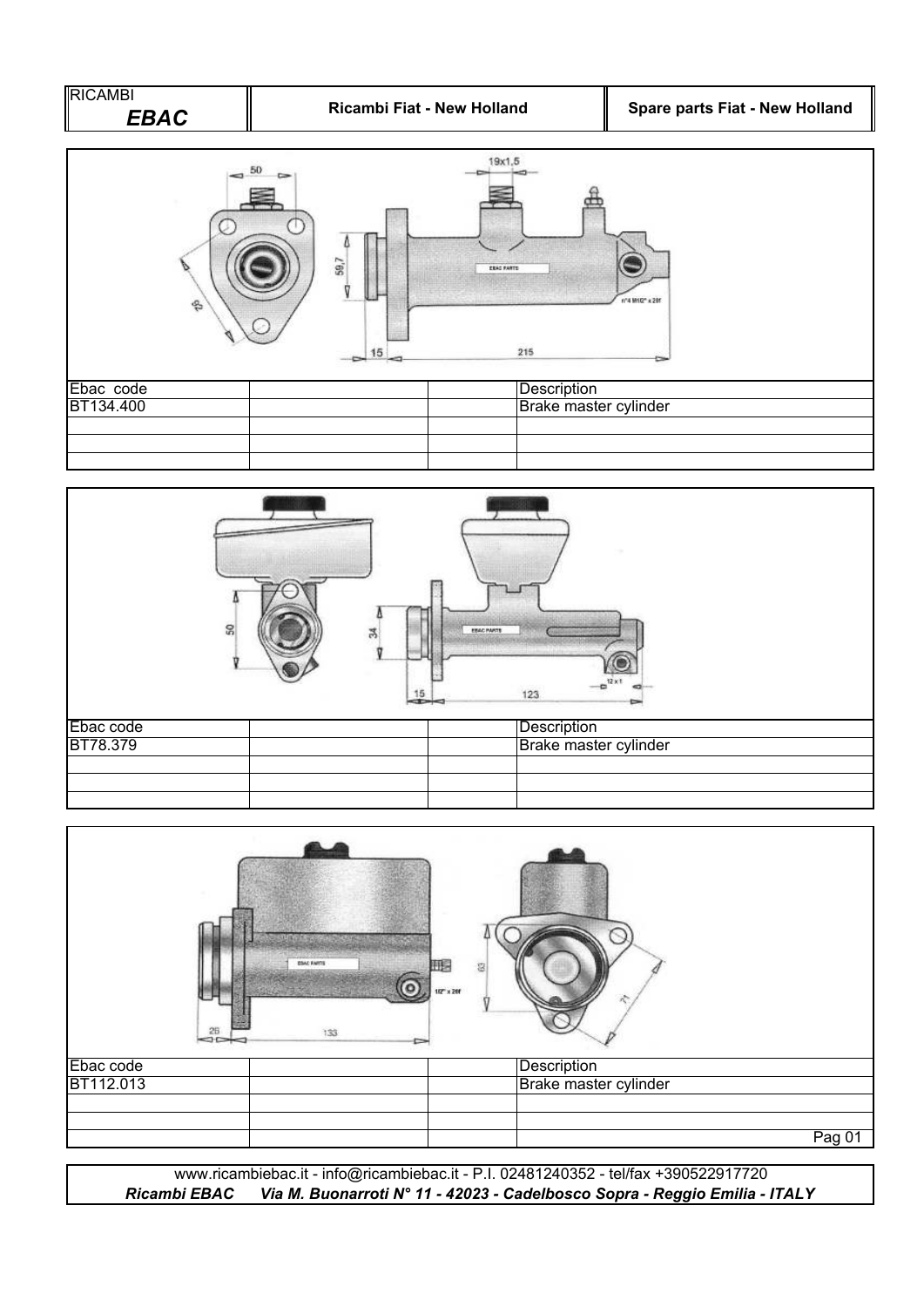| RICAMBI ***EBAC*** | **Ricambi Fiat - New Holland** | **Spare parts Fiat - New Holland** |
|---|---|---|

| Ebac code | | | Description |
|---|---|---|---|
| BT134.400 | | | Brake master cylinder |
| | | | |
| | | | |
| | | | |

| Ebac code | | | Description |
|---|---|---|---|
| BT78.379 | | | Brake master cylinder |
| | | | |
| | | | |
| | | | |

| Ebac code | | | Description |
|---|---|---|---|
| BT112.013 | | | Brake master cylinder |
| | | | |
| | | | |
| | | | |

www.ricambiebac.it - info@ricambiebac.it - P.I. 02481240352 - tel/fax +390522917720

***Ricambi EBAC Via M. Buonarroti N° 11 - 42023 - Cadelbosco Sopra - Reggio Emilia - ITALY***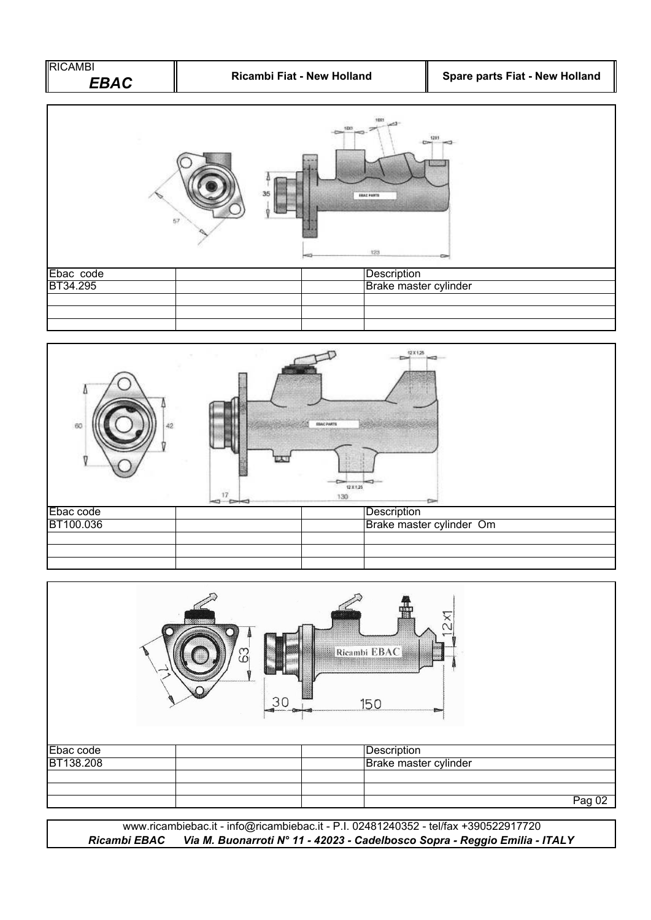| Ebac code | | | Description |
|---|---|---|---|
| BT34.295 | | | Brake master cylinder |
| | | | |
| | | | |
| | | | |

| Ebac code | | | Description |
|---|---|---|---|
| BT100.036 | | | Brake master cylinder Om |
| | | | |
| | | | |
| | | | |

| Ebac code | | | Description |
|---|---|---|---|
| BT138.208 | | | Brake master cylinder |
| | | | |
| | | | |
| | | | |

www.ricambiebac.it - info@ricambiebac.it - P.I. 02481240352 - tel/fax +390522917720
***Ricambi EBAC Via M. Buonarroti N° 11 - 42023 - Cadelbosco Sopra - Reggio Emilia - ITALY***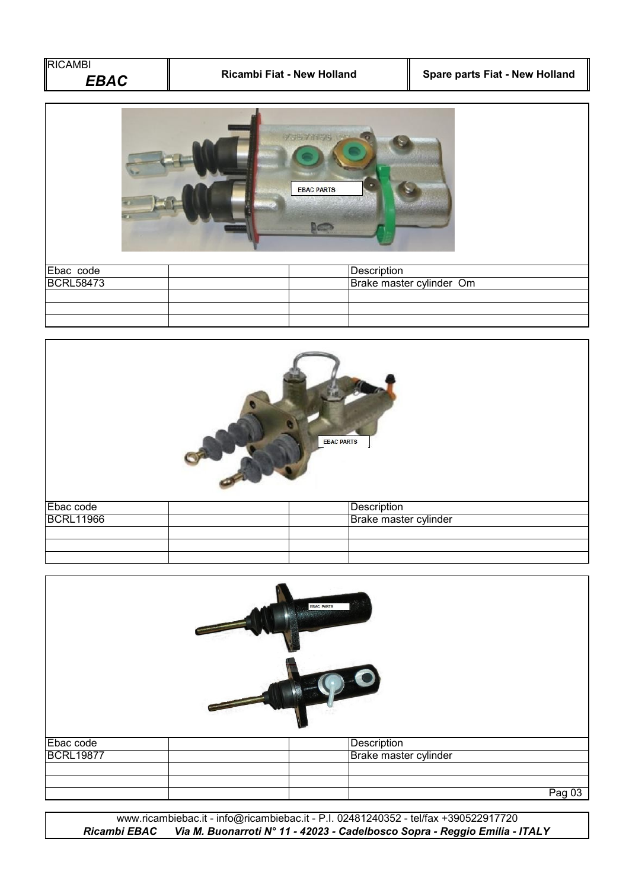| Ebac code | | | Description |
|---|---|---|---|
| BCRL58473 | | | Brake master cylinder Om |
| | | | |
| | | | |
| | | | |

| Ebac code | | | Description |
|---|---|---|---|
| BCRL11966 | | | Brake master cylinder |
| | | | |
| | | | |
| | | | |

| Ebac code | | | Description |
|---|---|---|---|
| BCRL19877 | | | Brake master cylinder |
| | | | |
| | | | |
| | | | |

www.ricambiebac.it - info@ricambiebac.it - P.I. 02481240352 - tel/fax +390522917720
***Ricambi EBAC Via M. Buonarroti N° 11 - 42023 - Cadelbosco Sopra - Reggio Emilia - ITALY***